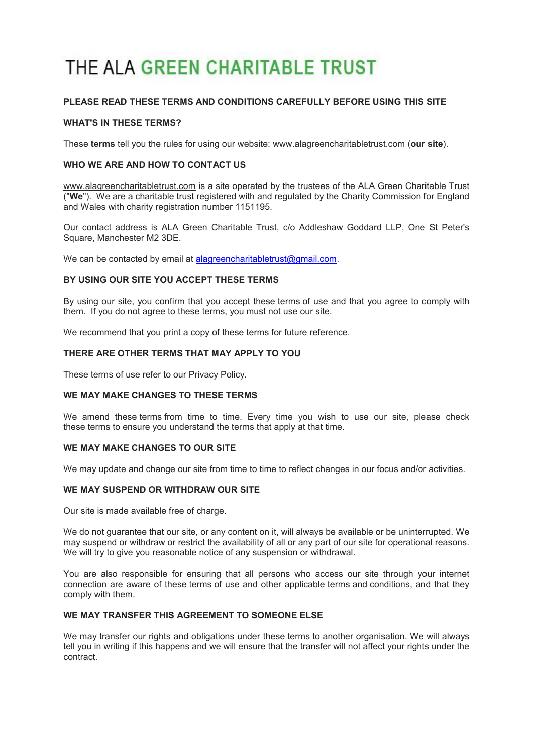# THE ALA GREEN CHARITABLE TRUST

**PLEASE READ THESE TERMS AND CONDITIONS CAREFULLY BEFORE USING THIS SITE**

**WHAT'S IN THESE TERMS?**

These **terms** tell you the rules for using our website: www.alagreencharitabletrust.com (**our site**).

**WHO WE ARE AND HOW TO CONTACT US**

www.alagreencharitabletrust.com is a site operated by the trustees of the ALA Green Charitable Trust ("**We"**). We are a charitable trust registered with and regulated by the Charity Commission for England and Wales with charity registration number 1151195.

Our contact address is ALA Green Charitable Trust, c/o Addleshaw Goddard LLP, One St Peter's Square, Manchester M2 3DE.

We can be contacted by email at alagreencharitabletrust@gmail.com.

**BY USING OUR SITE YOU ACCEPT THESE TERMS**

By using our site, you confirm that you accept these terms of use and that you agree to comply with them. If you do not agree to these terms, you must not use our site.

We recommend that you print a copy of these terms for future reference.

**THERE ARE OTHER TERMS THAT MAY APPLY TO YOU**

These terms of use refer to our Privacy Policy.

**WE MAY MAKE CHANGES TO THESE TERMS**

We amend these terms from time to time. Every time you wish to use our site, please check these terms to ensure you understand the terms that apply at that time.

**WE MAY MAKE CHANGES TO OUR SITE**

We may update and change our site from time to time to reflect changes in our focus and/or activities.

**WE MAY SUSPEND OR WITHDRAW OUR SITE**

Our site is made available free of charge.

We do not guarantee that our site, or any content on it, will always be available or be uninterrupted. We may suspend or withdraw or restrict the availability of all or any part of our site for operational reasons. We will try to give you reasonable notice of any suspension or withdrawal.

You are also responsible for ensuring that all persons who access our site through your internet connection are aware of these terms of use and other applicable terms and conditions, and that they comply with them.

**WE MAY TRANSFER THIS AGREEMENT TO SOMEONE ELSE**

We may transfer our rights and obligations under these terms to another organisation. We will always tell you in writing if this happens and we will ensure that the transfer will not affect your rights under the contract.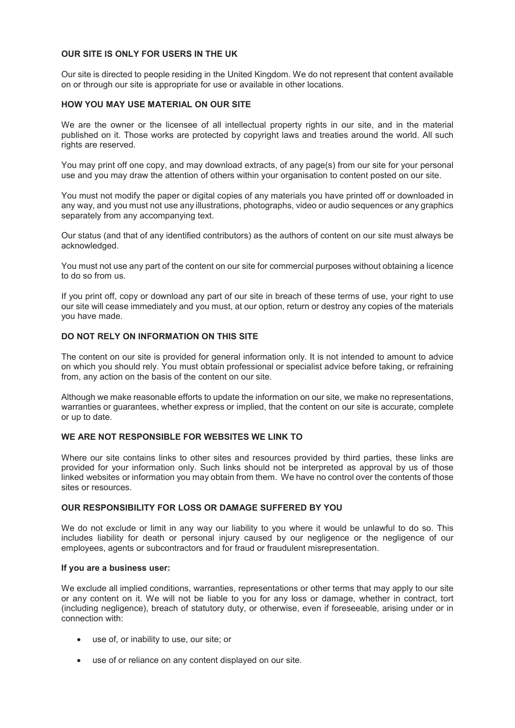**OUR SITE IS ONLY FOR USERS IN THE UK**

Our site is directed to people residing in the United Kingdom. We do not represent that content available on or through our site is appropriate for use or available in other locations.

**HOW YOU MAY USE MATERIAL ON OUR SITE**

We are the owner or the licensee of all intellectual property rights in our site, and in the material published on it. Those works are protected by copyright laws and treaties around the world. All such rights are reserved.

You may print off one copy, and may download extracts, of any page(s) from our site for your personal use and you may draw the attention of others within your organisation to content posted on our site.

You must not modify the paper or digital copies of any materials you have printed off or downloaded in any way, and you must not use any illustrations, photographs, video or audio sequences or any graphics separately from any accompanying text.

Our status (and that of any identified contributors) as the authors of content on our site must always be acknowledged.

You must not use any part of the content on our site for commercial purposes without obtaining a licence to do so from us.

If you print off, copy or download any part of our site in breach of these terms of use, your right to use our site will cease immediately and you must, at our option, return or destroy any copies of the materials you have made.

**DO NOT RELY ON INFORMATION ON THIS SITE**

The content on our site is provided for general information only. It is not intended to amount to advice on which you should rely. You must obtain professional or specialist advice before taking, or refraining from, any action on the basis of the content on our site.

Although we make reasonable efforts to update the information on our site, we make no representations, warranties or guarantees, whether express or implied, that the content on our site is accurate, complete or up to date.

**WE ARE NOT RESPONSIBLE FOR WEBSITES WE LINK TO**

Where our site contains links to other sites and resources provided by third parties, these links are provided for your information only. Such links should not be interpreted as approval by us of those linked websites or information you may obtain from them. We have no control over the contents of those sites or resources.

**OUR RESPONSIBILITY FOR LOSS OR DAMAGE SUFFERED BY YOU**

We do not exclude or limit in any way our liability to you where it would be unlawful to do so. This includes liability for death or personal injury caused by our negligence or the negligence of our employees, agents or subcontractors and for fraud or fraudulent misrepresentation.

**If you are a business user:**

We exclude all implied conditions, warranties, representations or other terms that may apply to our site or any content on it. We will not be liable to you for any loss or damage, whether in contract, tort (including negligence), breach of statutory duty, or otherwise, even if foreseeable, arising under or in connection with:

- use of, or inability to use, our site; or
- use of or reliance on any content displayed on our site.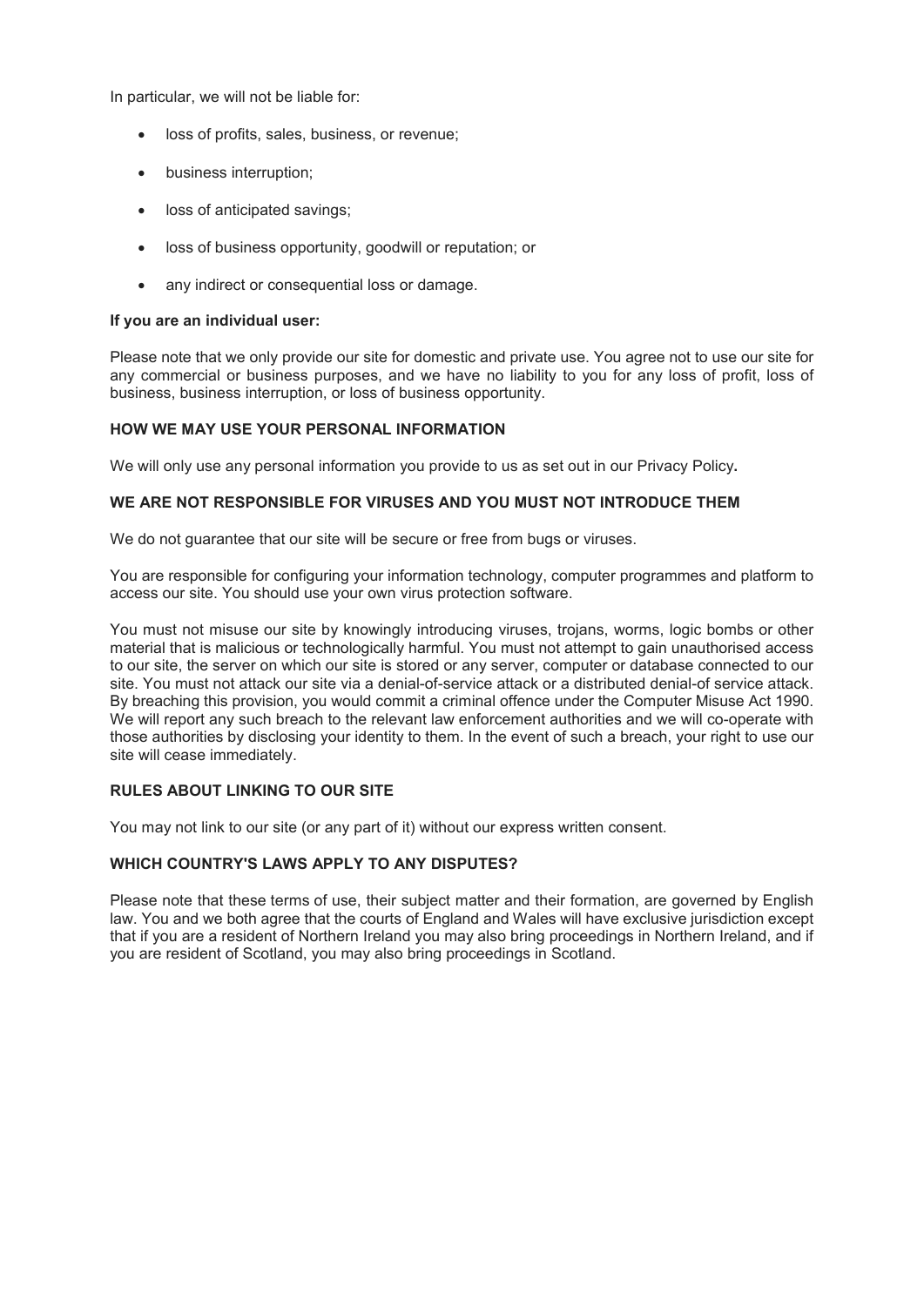In particular, we will not be liable for:

- loss of profits, sales, business, or revenue;
- business interruption;
- loss of anticipated savings;
- loss of business opportunity, goodwill or reputation; or
- any indirect or consequential loss or damage.

**If you are an individual user:**

Please note that we only provide our site for domestic and private use. You agree not to use our site for any commercial or business purposes, and we have no liability to you for any loss of profit, loss of business, business interruption, or loss of business opportunity.

**HOW WE MAY USE YOUR PERSONAL INFORMATION**

We will only use any personal information you provide to us as set out in our Privacy Policy**.**

**WE ARE NOT RESPONSIBLE FOR VIRUSES AND YOU MUST NOT INTRODUCE THEM**

We do not guarantee that our site will be secure or free from bugs or viruses.

You are responsible for configuring your information technology, computer programmes and platform to access our site. You should use your own virus protection software.

You must not misuse our site by knowingly introducing viruses, trojans, worms, logic bombs or other material that is malicious or technologically harmful. You must not attempt to gain unauthorised access to our site, the server on which our site is stored or any server, computer or database connected to our site. You must not attack our site via a denial-of-service attack or a distributed denial-of service attack. By breaching this provision, you would commit a criminal offence under the Computer Misuse Act 1990. We will report any such breach to the relevant law enforcement authorities and we will co-operate with those authorities by disclosing your identity to them. In the event of such a breach, your right to use our site will cease immediately.

**RULES ABOUT LINKING TO OUR SITE**

You may not link to our site (or any part of it) without our express written consent.

**WHICH COUNTRY'S LAWS APPLY TO ANY DISPUTES?**

Please note that these terms of use, their subject matter and their formation, are governed by English law. You and we both agree that the courts of England and Wales will have exclusive jurisdiction except that if you are a resident of Northern Ireland you may also bring proceedings in Northern Ireland, and if you are resident of Scotland, you may also bring proceedings in Scotland.